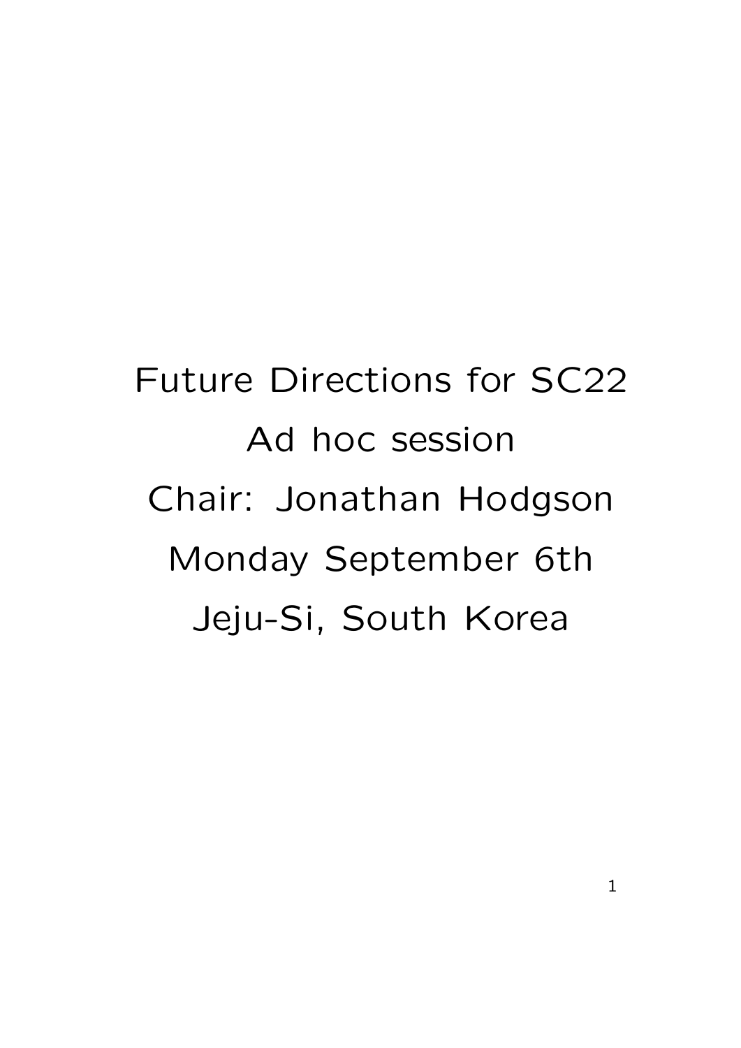# Future Directions for SC22

Ad hoc session

Chair: Jonathan Hodgson

Monday September 6th

Jeju-Si, South Korea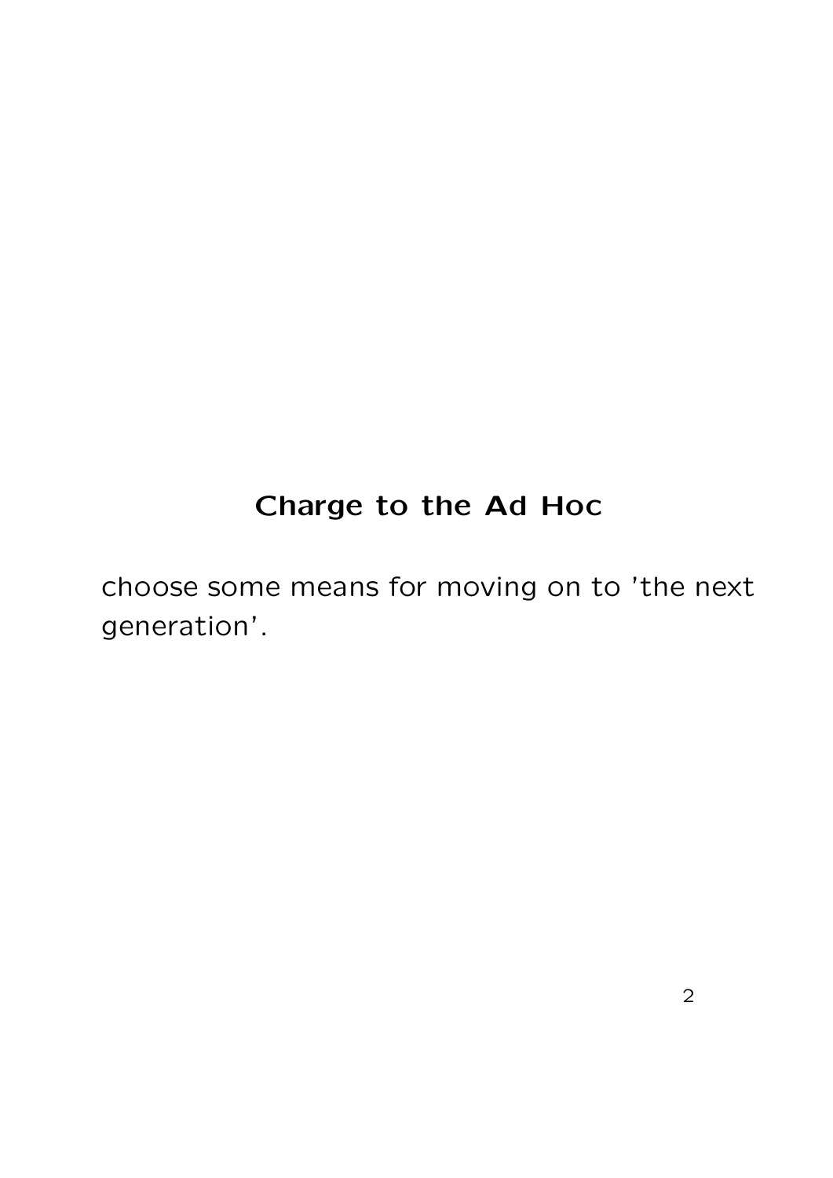## Charge to the Ad Hoc

choose some means for moving on to 'the next generation'.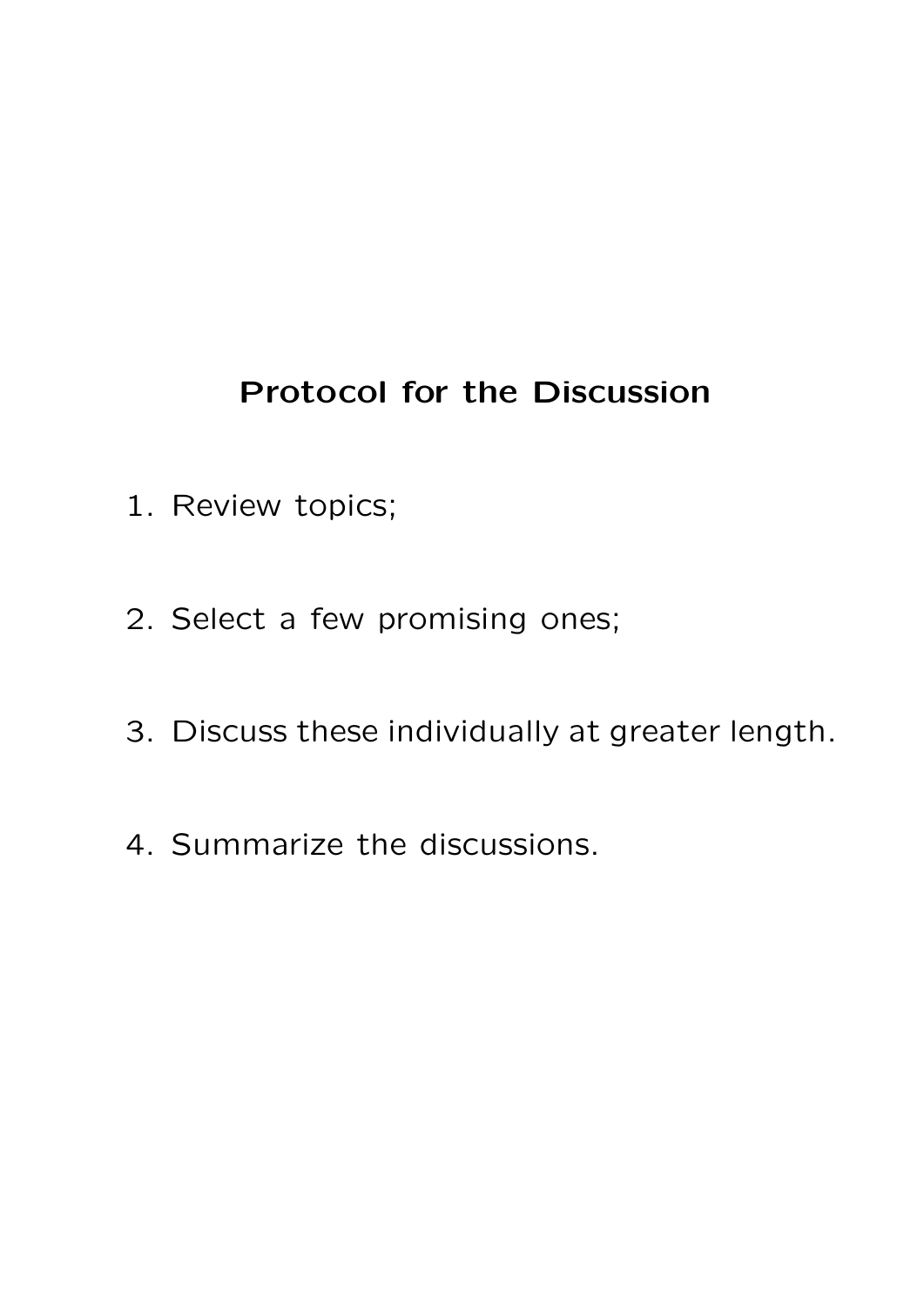## Protocol for the Discussion

1. Review topics;

2. Select a few promising ones;

3. Discuss these individually at greater length.

4. Summarize the discussions.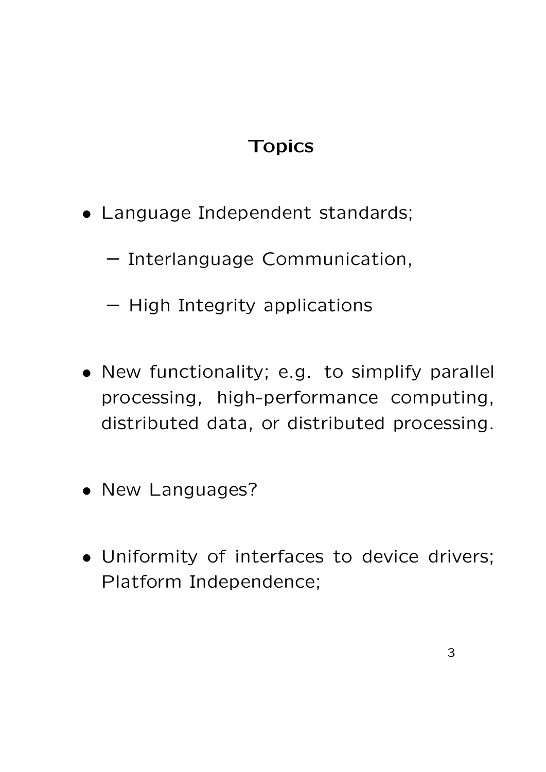## Topics

- Language Independent standards;
  - Interlanguage Communication,
  - High Integrity applications
- New functionality; e.g. to simplify parallel processing, high-performance computing, distributed data, or distributed processing.
- New Languages?
- Uniformity of interfaces to device drivers; Platform Independence;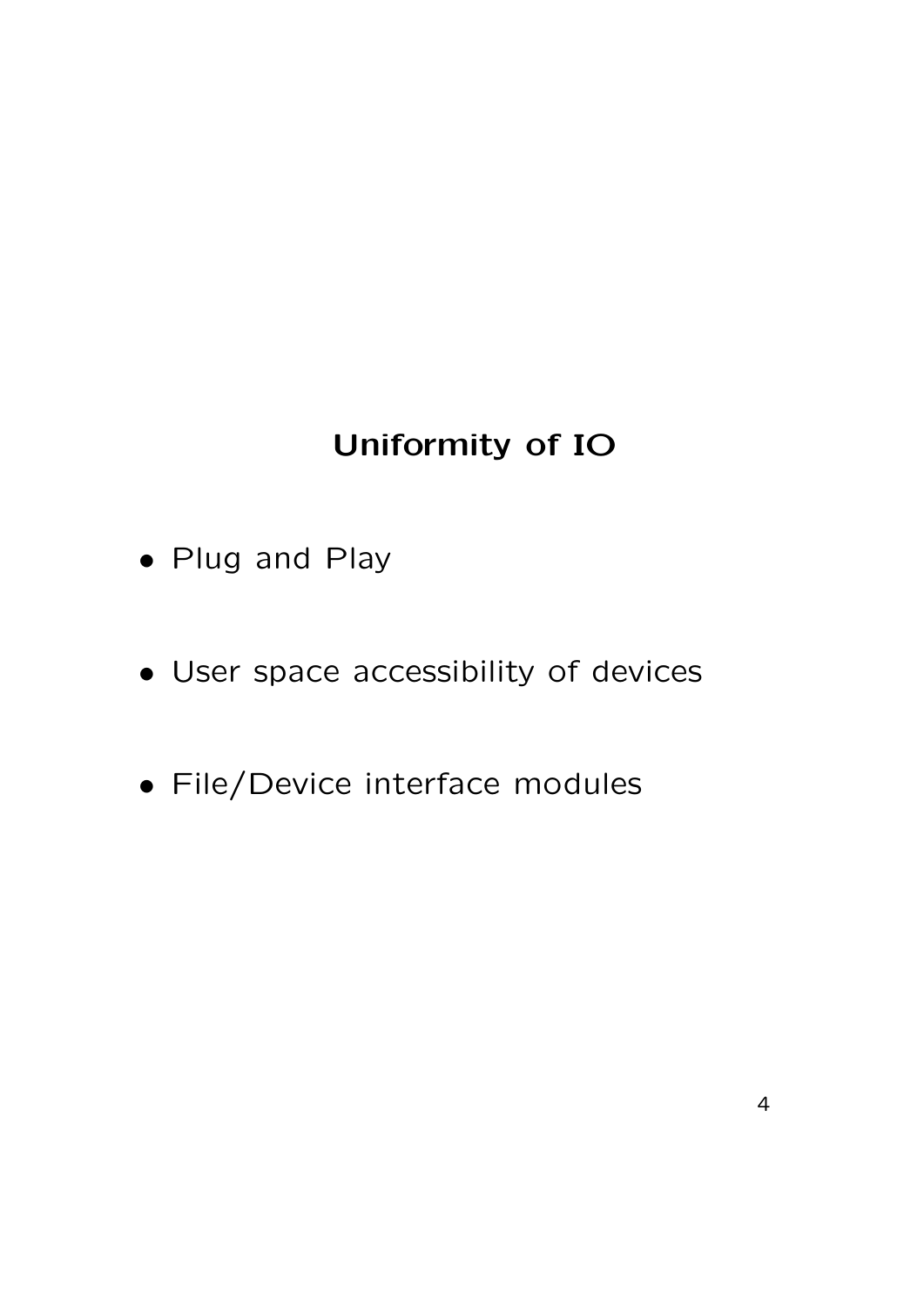## Uniformity of IO

- Plug and Play
- User space accessibility of devices
- File/Device interface modules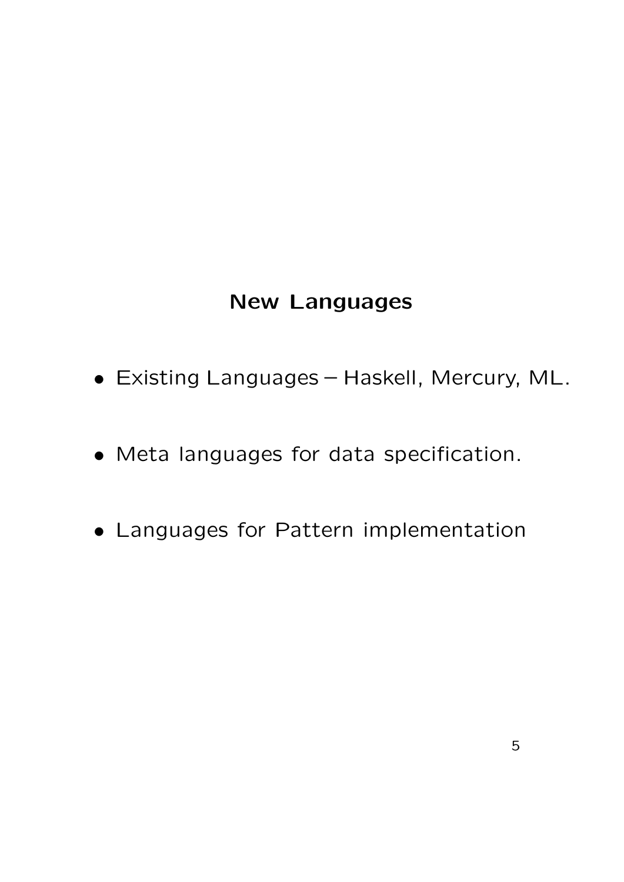## New Languages

- Existing Languages – Haskell, Mercury, ML.
- Meta languages for data specification.
- Languages for Pattern implementation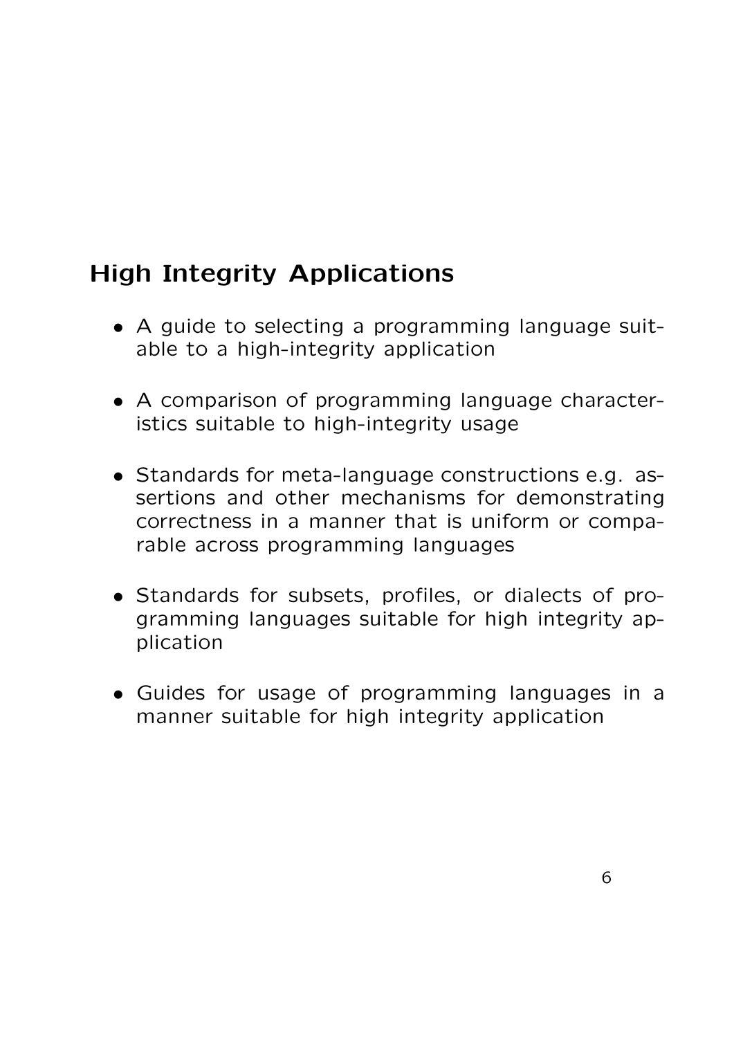## High Integrity Applications

- A guide to selecting a programming language suitable to a high-integrity application
- A comparison of programming language characteristics suitable to high-integrity usage
- Standards for meta-language constructions e.g. assertions and other mechanisms for demonstrating correctness in a manner that is uniform or comparable across programming languages
- Standards for subsets, profiles, or dialects of programming languages suitable for high integrity application
- Guides for usage of programming languages in a manner suitable for high integrity application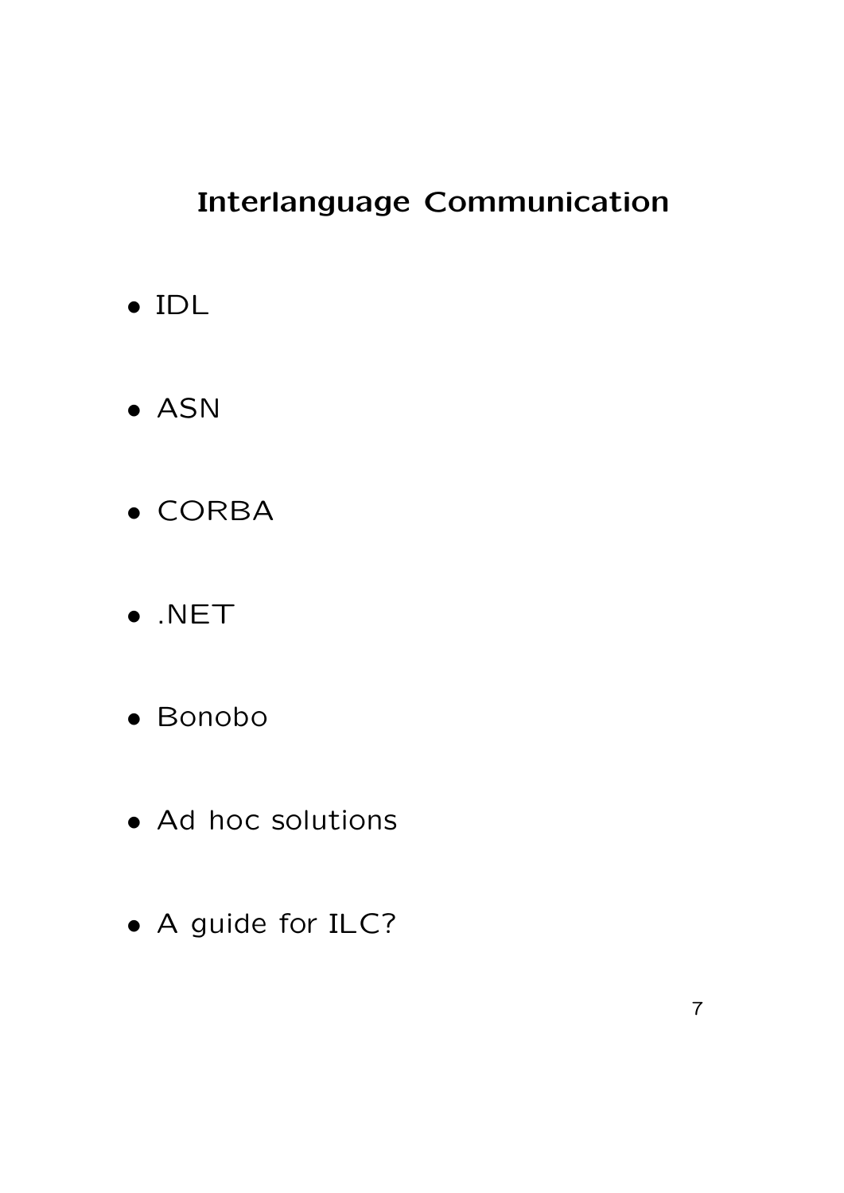## Interlanguage Communication

- IDL
- ASN
- CORBA
- .NET
- Bonobo
- Ad hoc solutions
- A guide for ILC?